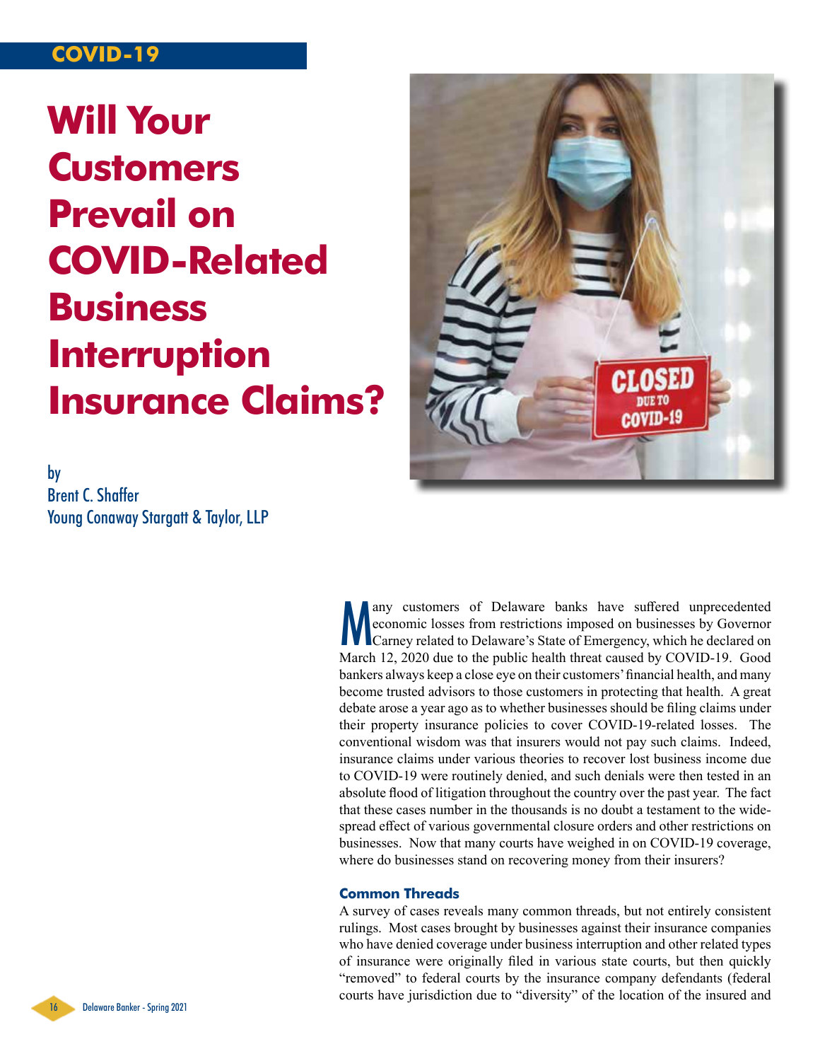COVID-19

# Will Your Customers Prevail on COVID-Related Business Interruption Insurance Claims?

by
Brent C. Shaffer
Young Conaway Stargatt & Taylor, LLP

Many customers of Delaware banks have suffered unprecedented economic losses from restrictions imposed on businesses by Governor Carney related to Delaware's State of Emergency, which he declared on March 12, 2020 due to the public health threat caused by COVID-19. Good bankers always keep a close eye on their customers' financial health, and many become trusted advisors to those customers in protecting that health. A great debate arose a year ago as to whether businesses should be filing claims under their property insurance policies to cover COVID-19-related losses. The conventional wisdom was that insurers would not pay such claims. Indeed, insurance claims under various theories to recover lost business income due to COVID-19 were routinely denied, and such denials were then tested in an absolute flood of litigation throughout the country over the past year. The fact that these cases number in the thousands is no doubt a testament to the widespread effect of various governmental closure orders and other restrictions on businesses. Now that many courts have weighed in on COVID-19 coverage, where do businesses stand on recovering money from their insurers?

### Common Threads

A survey of cases reveals many common threads, but not entirely consistent rulings. Most cases brought by businesses against their insurance companies who have denied coverage under business interruption and other related types of insurance were originally filed in various state courts, but then quickly "removed" to federal courts by the insurance company defendants (federal courts have jurisdiction due to "diversity" of the location of the insured and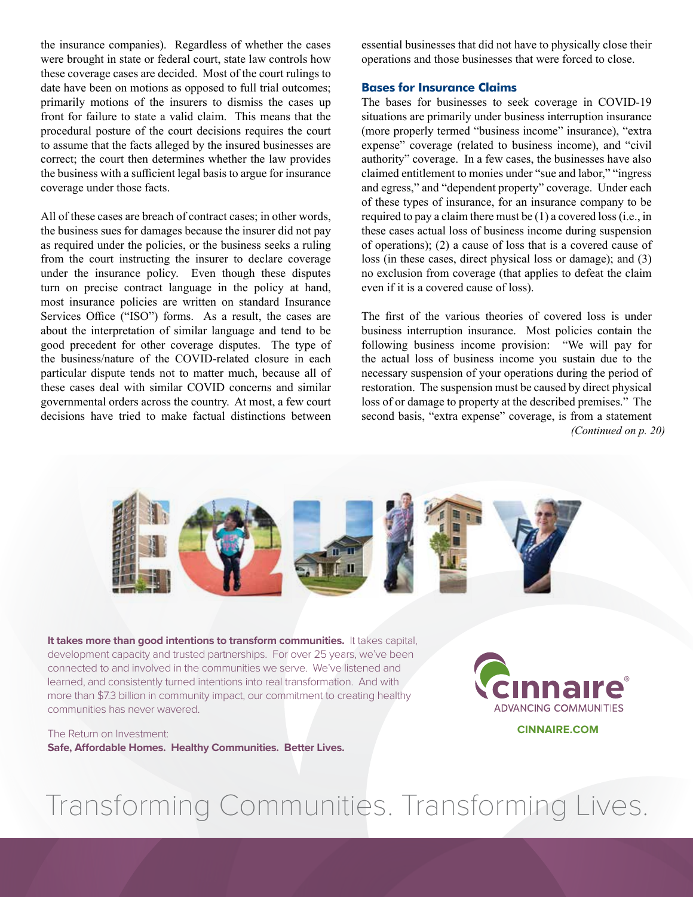the insurance companies). Regardless of whether the cases were brought in state or federal court, state law controls how these coverage cases are decided. Most of the court rulings to date have been on motions as opposed to full trial outcomes; primarily motions of the insurers to dismiss the cases up front for failure to state a valid claim. This means that the procedural posture of the court decisions requires the court to assume that the facts alleged by the insured businesses are correct; the court then determines whether the law provides the business with a sufficient legal basis to argue for insurance coverage under those facts.

All of these cases are breach of contract cases; in other words, the business sues for damages because the insurer did not pay as required under the policies, or the business seeks a ruling from the court instructing the insurer to declare coverage under the insurance policy. Even though these disputes turn on precise contract language in the policy at hand, most insurance policies are written on standard Insurance Services Office ("ISO") forms. As a result, the cases are about the interpretation of similar language and tend to be good precedent for other coverage disputes. The type of the business/nature of the COVID-related closure in each particular dispute tends not to matter much, because all of these cases deal with similar COVID concerns and similar governmental orders across the country. At most, a few court decisions have tried to make factual distinctions between essential businesses that did not have to physically close their operations and those businesses that were forced to close.

### Bases for Insurance Claims

The bases for businesses to seek coverage in COVID-19 situations are primarily under business interruption insurance (more properly termed "business income" insurance), "extra expense" coverage (related to business income), and "civil authority" coverage. In a few cases, the businesses have also claimed entitlement to monies under "sue and labor," "ingress and egress," and "dependent property" coverage. Under each of these types of insurance, for an insurance company to be required to pay a claim there must be (1) a covered loss (i.e., in these cases actual loss of business income during suspension of operations); (2) a cause of loss that is a covered cause of loss (in these cases, direct physical loss or damage); and (3) no exclusion from coverage (that applies to defeat the claim even if it is a covered cause of loss).

The first of the various theories of covered loss is under business interruption insurance. Most policies contain the following business income provision: "We will pay for the actual loss of business income you sustain due to the necessary suspension of your operations during the period of restoration. The suspension must be caused by direct physical loss of or damage to property at the described premises." The second basis, "extra expense" coverage, is from a statement

*(Continued on p. 20)*

**It takes more than good intentions to transform communities.** It takes capital, development capacity and trusted partnerships. For over 25 years, we've been connected to and involved in the communities we serve. We've listened and learned, and consistently turned intentions into real transformation. And with more than $7.3 billion in community impact, our commitment to creating healthy communities has never wavered.

The Return on Investment:
**Safe, Affordable Homes. Healthy Communities. Better Lives.**

cinnaire® ADVANCING COMMUNITIES

**CINNAIRE.COM**

Transforming Communities. Transforming Lives.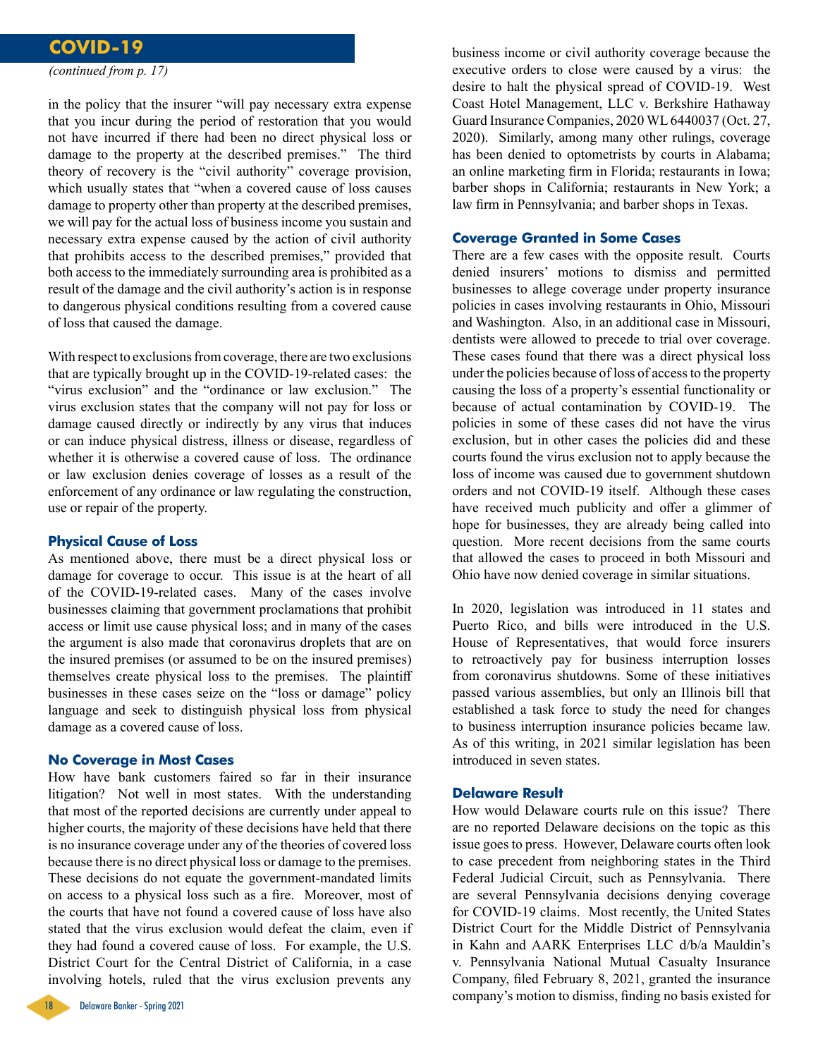## COVID-19

*(continued from p. 17)*

in the policy that the insurer "will pay necessary extra expense that you incur during the period of restoration that you would not have incurred if there had been no direct physical loss or damage to the property at the described premises." The third theory of recovery is the "civil authority" coverage provision, which usually states that "when a covered cause of loss causes damage to property other than property at the described premises, we will pay for the actual loss of business income you sustain and necessary extra expense caused by the action of civil authority that prohibits access to the described premises," provided that both access to the immediately surrounding area is prohibited as a result of the damage and the civil authority's action is in response to dangerous physical conditions resulting from a covered cause of loss that caused the damage.

With respect to exclusions from coverage, there are two exclusions that are typically brought up in the COVID-19-related cases: the "virus exclusion" and the "ordinance or law exclusion." The virus exclusion states that the company will not pay for loss or damage caused directly or indirectly by any virus that induces or can induce physical distress, illness or disease, regardless of whether it is otherwise a covered cause of loss. The ordinance or law exclusion denies coverage of losses as a result of the enforcement of any ordinance or law regulating the construction, use or repair of the property.

### Physical Cause of Loss

As mentioned above, there must be a direct physical loss or damage for coverage to occur. This issue is at the heart of all of the COVID-19-related cases. Many of the cases involve businesses claiming that government proclamations that prohibit access or limit use cause physical loss; and in many of the cases the argument is also made that coronavirus droplets that are on the insured premises (or assumed to be on the insured premises) themselves create physical loss to the premises. The plaintiff businesses in these cases seize on the "loss or damage" policy language and seek to distinguish physical loss from physical damage as a covered cause of loss.

### No Coverage in Most Cases

How have bank customers faired so far in their insurance litigation? Not well in most states. With the understanding that most of the reported decisions are currently under appeal to higher courts, the majority of these decisions have held that there is no insurance coverage under any of the theories of covered loss because there is no direct physical loss or damage to the premises. These decisions do not equate the government-mandated limits on access to a physical loss such as a fire. Moreover, most of the courts that have not found a covered cause of loss have also stated that the virus exclusion would defeat the claim, even if they had found a covered cause of loss. For example, the U.S. District Court for the Central District of California, in a case involving hotels, ruled that the virus exclusion prevents any business income or civil authority coverage because the executive orders to close were caused by a virus: the desire to halt the physical spread of COVID-19. West Coast Hotel Management, LLC v. Berkshire Hathaway Guard Insurance Companies, 2020 WL 6440037 (Oct. 27, 2020). Similarly, among many other rulings, coverage has been denied to optometrists by courts in Alabama; an online marketing firm in Florida; restaurants in Iowa; barber shops in California; restaurants in New York; a law firm in Pennsylvania; and barber shops in Texas.

### Coverage Granted in Some Cases

There are a few cases with the opposite result. Courts denied insurers' motions to dismiss and permitted businesses to allege coverage under property insurance policies in cases involving restaurants in Ohio, Missouri and Washington. Also, in an additional case in Missouri, dentists were allowed to precede to trial over coverage. These cases found that there was a direct physical loss under the policies because of loss of access to the property causing the loss of a property's essential functionality or because of actual contamination by COVID-19. The policies in some of these cases did not have the virus exclusion, but in other cases the policies did and these courts found the virus exclusion not to apply because the loss of income was caused due to government shutdown orders and not COVID-19 itself. Although these cases have received much publicity and offer a glimmer of hope for businesses, they are already being called into question. More recent decisions from the same courts that allowed the cases to proceed in both Missouri and Ohio have now denied coverage in similar situations.

In 2020, legislation was introduced in 11 states and Puerto Rico, and bills were introduced in the U.S. House of Representatives, that would force insurers to retroactively pay for business interruption losses from coronavirus shutdowns. Some of these initiatives passed various assemblies, but only an Illinois bill that established a task force to study the need for changes to business interruption insurance policies became law. As of this writing, in 2021 similar legislation has been introduced in seven states.

### Delaware Result

How would Delaware courts rule on this issue? There are no reported Delaware decisions on the topic as this issue goes to press. However, Delaware courts often look to case precedent from neighboring states in the Third Federal Judicial Circuit, such as Pennsylvania. There are several Pennsylvania decisions denying coverage for COVID-19 claims. Most recently, the United States District Court for the Middle District of Pennsylvania in Kahn and AARK Enterprises LLC d/b/a Mauldin's v. Pennsylvania National Mutual Casualty Insurance Company, filed February 8, 2021, granted the insurance company's motion to dismiss, finding no basis existed for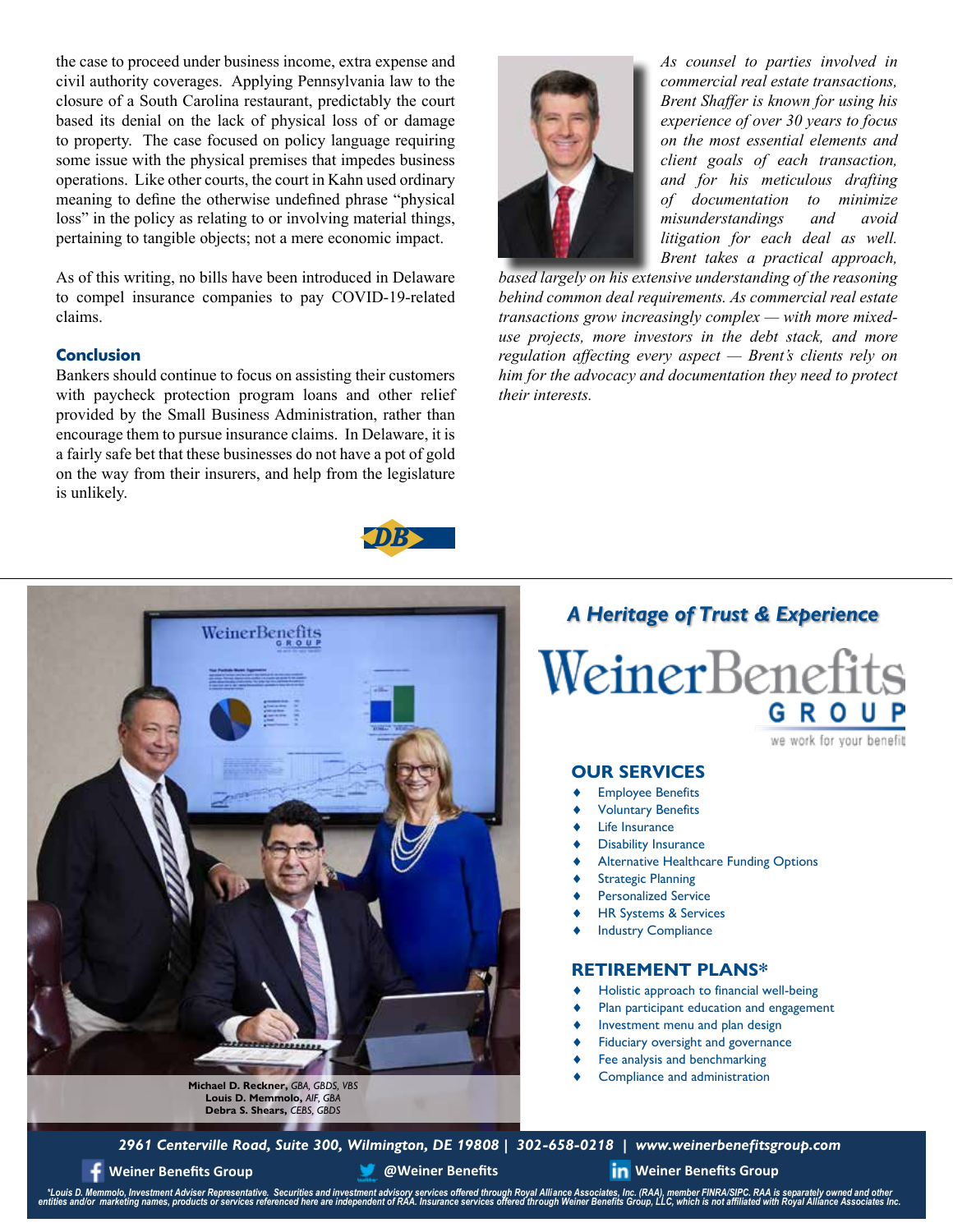the case to proceed under business income, extra expense and civil authority coverages. Applying Pennsylvania law to the closure of a South Carolina restaurant, predictably the court based its denial on the lack of physical loss of or damage to property. The case focused on policy language requiring some issue with the physical premises that impedes business operations. Like other courts, the court in Kahn used ordinary meaning to define the otherwise undefined phrase "physical loss" in the policy as relating to or involving material things, pertaining to tangible objects; not a mere economic impact.

As of this writing, no bills have been introduced in Delaware to compel insurance companies to pay COVID-19-related claims.

### Conclusion

Bankers should continue to focus on assisting their customers with paycheck protection program loans and other relief provided by the Small Business Administration, rather than encourage them to pursue insurance claims. In Delaware, it is a fairly safe bet that these businesses do not have a pot of gold on the way from their insurers, and help from the legislature is unlikely.

*As counsel to parties involved in commercial real estate transactions, Brent Shaffer is known for using his experience of over 30 years to focus on the most essential elements and client goals of each transaction, and for his meticulous drafting of documentation to minimize misunderstandings and avoid litigation for each deal as well. Brent takes a practical approach, based largely on his extensive understanding of the reasoning behind common deal requirements. As commercial real estate transactions grow increasingly complex — with more mixed-use projects, more investors in the debt stack, and more regulation affecting every aspect — Brent's clients rely on him for the advocacy and documentation they need to protect their interests.*

---

**Michael D. Reckner,** *GBA, GBDS, VBS*
**Louis D. Memmolo,** *AIF, GBA*
**Debra S. Shears,** *CEBS, GBDS*

## *A Heritage of Trust & Experience*

**WeinerBenefits GROUP**
we work for your benefit

### OUR SERVICES

- Employee Benefits
- Voluntary Benefits
- Life Insurance
- Disability Insurance
- Alternative Healthcare Funding Options
- Strategic Planning
- Personalized Service
- HR Systems & Services
- Industry Compliance

### RETIREMENT PLANS*

- Holistic approach to financial well-being
- Plan participant education and engagement
- Investment menu and plan design
- Fiduciary oversight and governance
- Fee analysis and benchmarking
- Compliance and administration

***2961 Centerville Road, Suite 300, Wilmington, DE 19808 | 302-658-0218 | www.weinerbenefitsgroup.com***

Weiner Benefits Group | @Weiner Benefits | Weiner Benefits Group

*Louis D. Memmolo, Investment Adviser Representative. Securities and investment advisory services offered through Royal Alliance Associates, Inc. (RAA), member FINRA/SIPC. RAA is separately owned and other entities and/or marketing names, products or services referenced here are independent of RAA. Insurance services offered through Weiner Benefits Group, LLC, which is not affiliated with Royal Alliance Associates Inc.